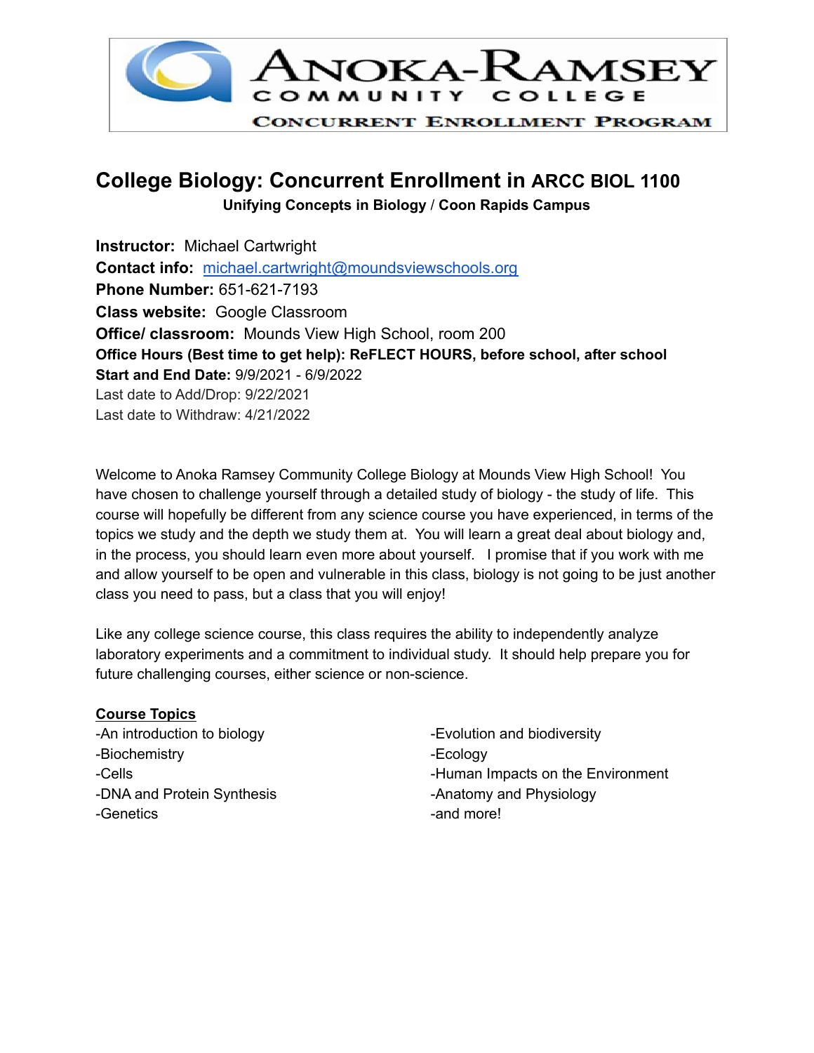# College Biology: Concurrent Enrollment in ARCC BIOL 1100

**Unifying Concepts in Biology / Coon Rapids Campus**

**Instructor:** Michael Cartwright
**Contact info:** michael.cartwright@moundsviewschools.org
**Phone Number:** 651-621-7193
**Class website:** Google Classroom
**Office/ classroom:** Mounds View High School, room 200
**Office Hours (Best time to get help): ReFLECT HOURS, before school, after school**
**Start and End Date:** 9/9/2021 - 6/9/2022
Last date to Add/Drop: 9/22/2021
Last date to Withdraw: 4/21/2022

Welcome to Anoka Ramsey Community College Biology at Mounds View High School! You have chosen to challenge yourself through a detailed study of biology - the study of life. This course will hopefully be different from any science course you have experienced, in terms of the topics we study and the depth we study them at. You will learn a great deal about biology and, in the process, you should learn even more about yourself. I promise that if you work with me and allow yourself to be open and vulnerable in this class, biology is not going to be just another class you need to pass, but a class that you will enjoy!

Like any college science course, this class requires the ability to independently analyze laboratory experiments and a commitment to individual study. It should help prepare you for future challenging courses, either science or non-science.

**Course Topics**

-An introduction to biology
-Biochemistry
-Cells
-DNA and Protein Synthesis
-Genetics
-Evolution and biodiversity
-Ecology
-Human Impacts on the Environment
-Anatomy and Physiology
-and more!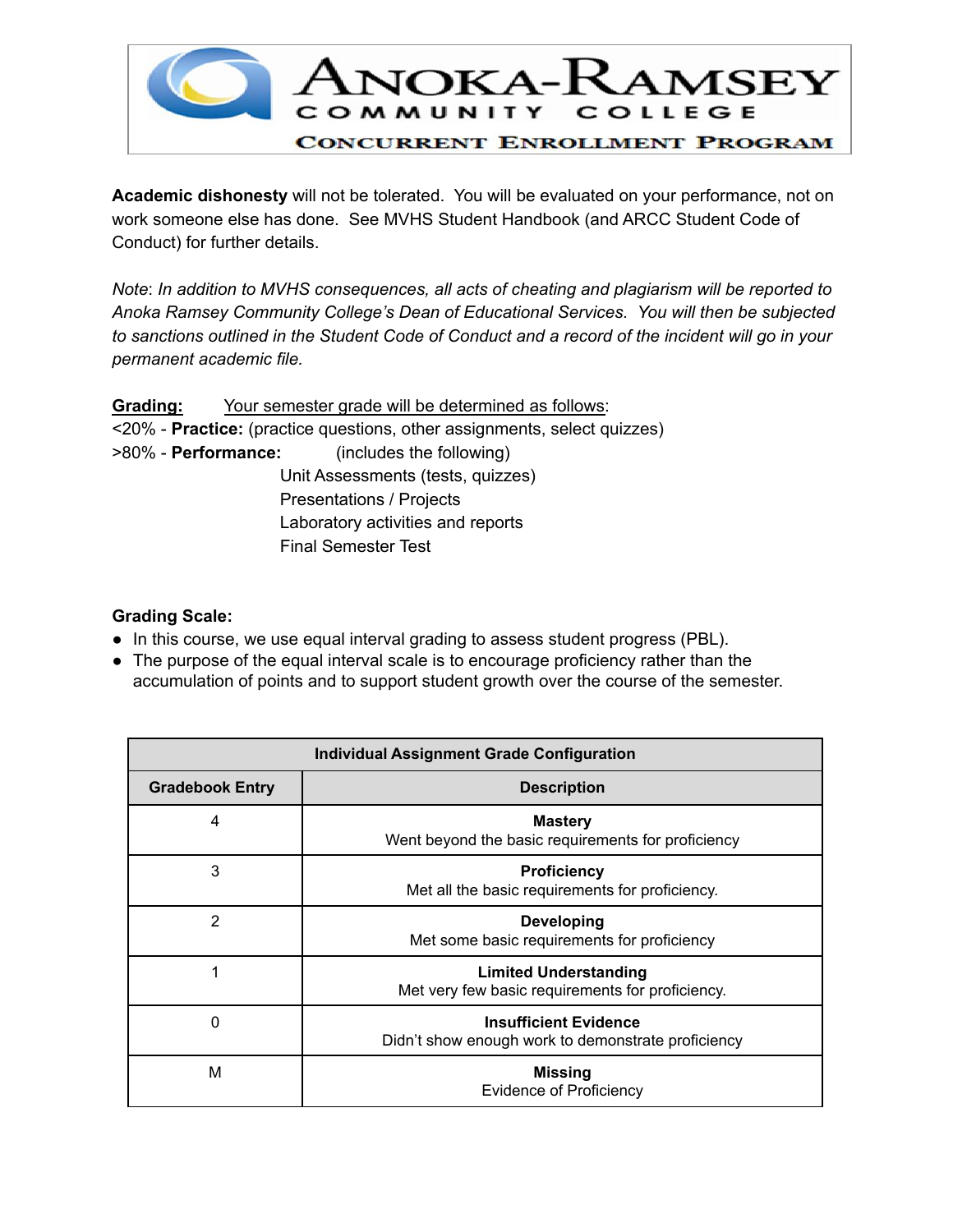**Academic dishonesty** will not be tolerated. You will be evaluated on your performance, not on work someone else has done. See MVHS Student Handbook (and ARCC Student Code of Conduct) for further details.

*Note: In addition to MVHS consequences, all acts of cheating and plagiarism will be reported to Anoka Ramsey Community College's Dean of Educational Services. You will then be subjected to sanctions outlined in the Student Code of Conduct and a record of the incident will go in your permanent academic file.*

**Grading:** Your semester grade will be determined as follows:

<20% - **Practice:** (practice questions, other assignments, select quizzes)

>80% - **Performance:** (includes the following)

- Unit Assessments (tests, quizzes)
- Presentations / Projects
- Laboratory activities and reports
- Final Semester Test

**Grading Scale:**

- In this course, we use equal interval grading to assess student progress (PBL).
- The purpose of the equal interval scale is to encourage proficiency rather than the accumulation of points and to support student growth over the course of the semester.

| Individual Assignment Grade Configuration | |
|---|---|
| **Gradebook Entry** | **Description** |
| 4 | **Mastery** Went beyond the basic requirements for proficiency |
| 3 | **Proficiency** Met all the basic requirements for proficiency. |
| 2 | **Developing** Met some basic requirements for proficiency |
| 1 | **Limited Understanding** Met very few basic requirements for proficiency. |
| 0 | **Insufficient Evidence** Didn't show enough work to demonstrate proficiency |
| M | **Missing** Evidence of Proficiency |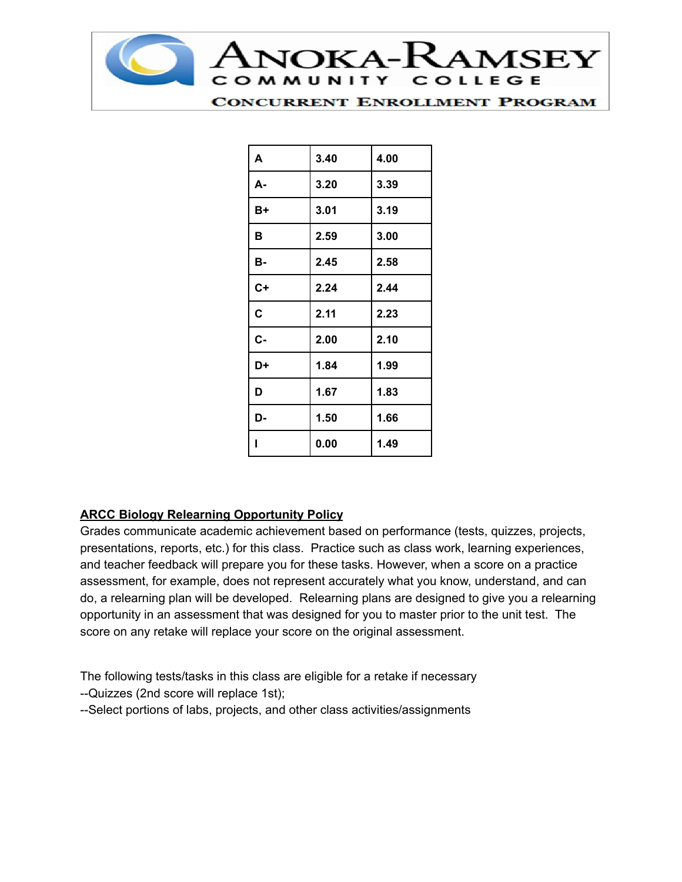# Anoka-Ramsey Community College

## Concurrent Enrollment Program

| A | 3.40 | 4.00 |
|---|---|---|
| A- | 3.20 | 3.39 |
| B+ | 3.01 | 3.19 |
| B | 2.59 | 3.00 |
| B- | 2.45 | 2.58 |
| C+ | 2.24 | 2.44 |
| C | 2.11 | 2.23 |
| C- | 2.00 | 2.10 |
| D+ | 1.84 | 1.99 |
| D | 1.67 | 1.83 |
| D- | 1.50 | 1.66 |
| I | 0.00 | 1.49 |

**ARCC Biology Relearning Opportunity Policy**

Grades communicate academic achievement based on performance (tests, quizzes, projects, presentations, reports, etc.) for this class. Practice such as class work, learning experiences, and teacher feedback will prepare you for these tasks. However, when a score on a practice assessment, for example, does not represent accurately what you know, understand, and can do, a relearning plan will be developed. Relearning plans are designed to give you a relearning opportunity in an assessment that was designed for you to master prior to the unit test. The score on any retake will replace your score on the original assessment.

The following tests/tasks in this class are eligible for a retake if necessary
--Quizzes (2nd score will replace 1st);
--Select portions of labs, projects, and other class activities/assignments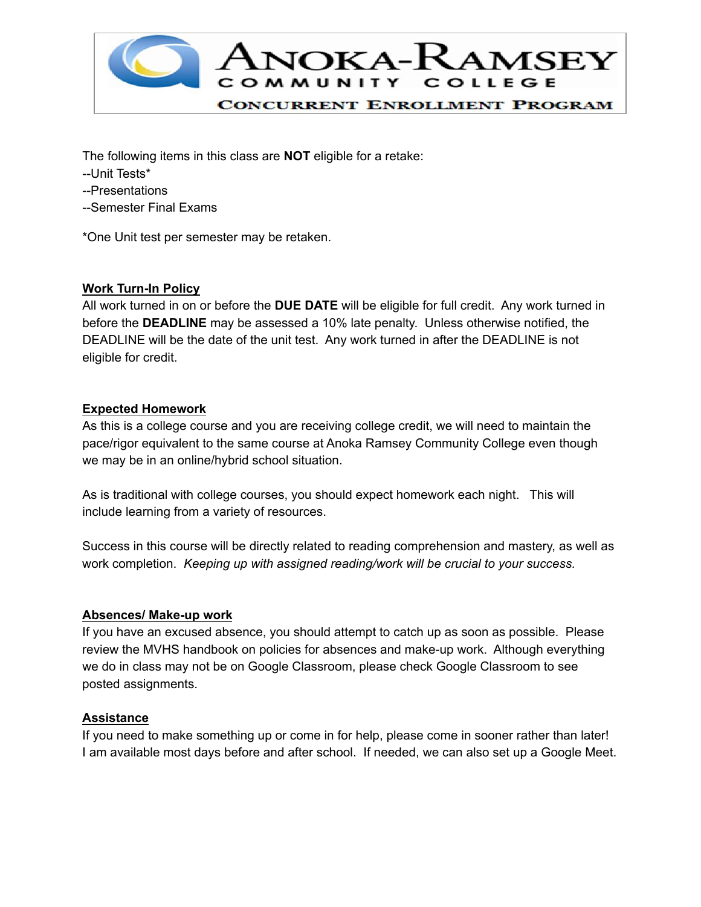The following items in this class are **NOT** eligible for a retake:
--Unit Tests*
--Presentations
--Semester Final Exams

*One Unit test per semester may be retaken.

## Work Turn-In Policy

All work turned in on or before the **DUE DATE** will be eligible for full credit. Any work turned in before the **DEADLINE** may be assessed a 10% late penalty. Unless otherwise notified, the DEADLINE will be the date of the unit test. Any work turned in after the DEADLINE is not eligible for credit.

## Expected Homework

As this is a college course and you are receiving college credit, we will need to maintain the pace/rigor equivalent to the same course at Anoka Ramsey Community College even though we may be in an online/hybrid school situation.

As is traditional with college courses, you should expect homework each night. This will include learning from a variety of resources.

Success in this course will be directly related to reading comprehension and mastery, as well as work completion. *Keeping up with assigned reading/work will be crucial to your success.*

## Absences/ Make-up work

If you have an excused absence, you should attempt to catch up as soon as possible. Please review the MVHS handbook on policies for absences and make-up work. Although everything we do in class may not be on Google Classroom, please check Google Classroom to see posted assignments.

## Assistance

If you need to make something up or come in for help, please come in sooner rather than later! I am available most days before and after school. If needed, we can also set up a Google Meet.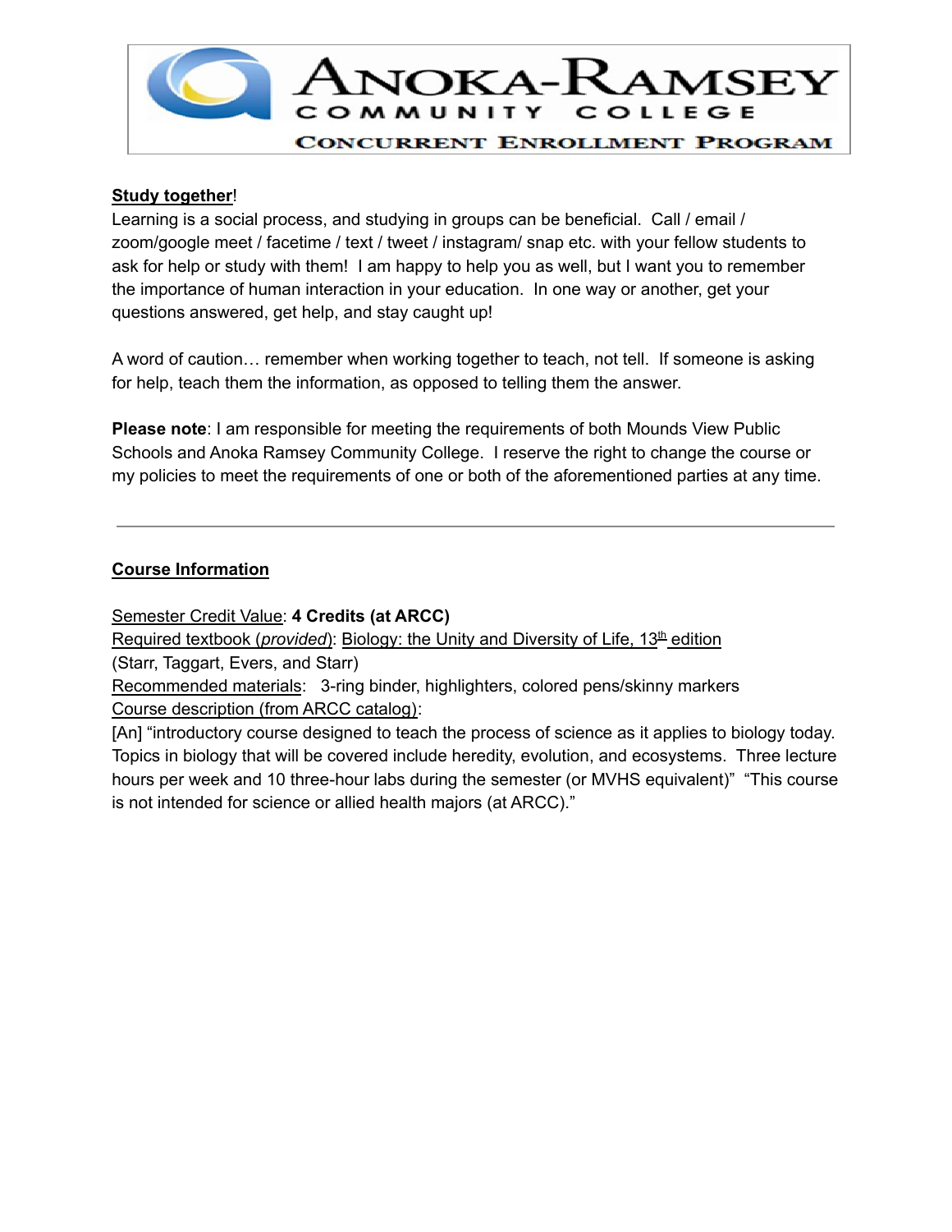**Study together**!

Learning is a social process, and studying in groups can be beneficial. Call / email / zoom/google meet / facetime / text / tweet / instagram/ snap etc. with your fellow students to ask for help or study with them! I am happy to help you as well, but I want you to remember the importance of human interaction in your education. In one way or another, get your questions answered, get help, and stay caught up!

A word of caution… remember when working together to teach, not tell. If someone is asking for help, teach them the information, as opposed to telling them the answer.

**Please note**: I am responsible for meeting the requirements of both Mounds View Public Schools and Anoka Ramsey Community College. I reserve the right to change the course or my policies to meet the requirements of one or both of the aforementioned parties at any time.

---

**Course Information**

Semester Credit Value: **4 Credits (at ARCC)**
Required textbook (*provided*): Biology: the Unity and Diversity of Life, 13th edition
(Starr, Taggart, Evers, and Starr)
Recommended materials: 3-ring binder, highlighters, colored pens/skinny markers
Course description (from ARCC catalog):
[An] "introductory course designed to teach the process of science as it applies to biology today. Topics in biology that will be covered include heredity, evolution, and ecosystems. Three lecture hours per week and 10 three-hour labs during the semester (or MVHS equivalent)" "This course is not intended for science or allied health majors (at ARCC)."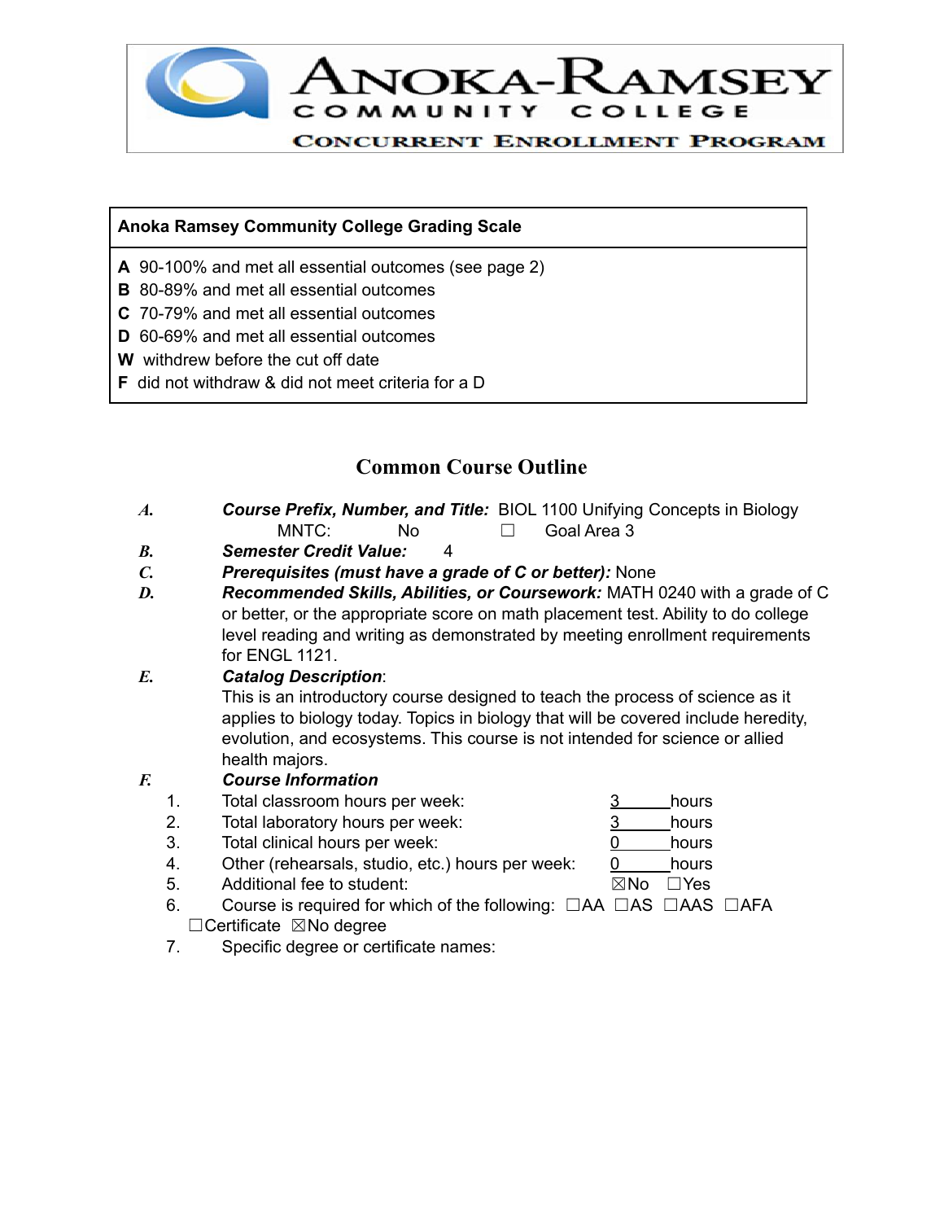# Anoka-Ramsey Community College
## Concurrent Enrollment Program

| Anoka Ramsey Community College Grading Scale |
|---|
| **A** 90-100% and met all essential outcomes (see page 2) |
| **B** 80-89% and met all essential outcomes |
| **C** 70-79% and met all essential outcomes |
| **D** 60-69% and met all essential outcomes |
| **W** withdrew before the cut off date |
| **F** did not withdraw & did not meet criteria for a D |

## Common Course Outline

*A.* ***Course Prefix, Number, and Title:*** BIOL 1100 Unifying Concepts in Biology
MNTC: No ☐ Goal Area 3

*B.* ***Semester Credit Value:*** 4

*C.* ***Prerequisites (must have a grade of C or better):*** None

*D.* ***Recommended Skills, Abilities, or Coursework:*** MATH 0240 with a grade of C or better, or the appropriate score on math placement test. Ability to do college level reading and writing as demonstrated by meeting enrollment requirements for ENGL 1121.

*E.* ***Catalog Description***:
This is an introductory course designed to teach the process of science as it applies to biology today. Topics in biology that will be covered include heredity, evolution, and ecosystems. This course is not intended for science or allied health majors.

*F.* ***Course Information***

1. Total classroom hours per week: 3 hours
2. Total laboratory hours per week: 3 hours
3. Total clinical hours per week: 0 hours
4. Other (rehearsals, studio, etc.) hours per week: 0 hours
5. Additional fee to student: ☒No ☐Yes
6. Course is required for which of the following: ☐AA ☐AS ☐AAS ☐AFA ☐Certificate ☒No degree
7. Specific degree or certificate names: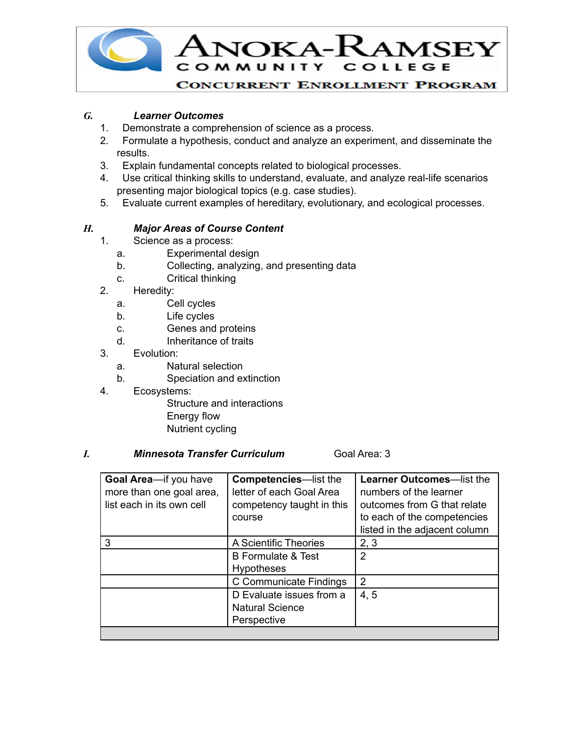**G. *Learner Outcomes***

1. Demonstrate a comprehension of science as a process.
2. Formulate a hypothesis, conduct and analyze an experiment, and disseminate the results.
3. Explain fundamental concepts related to biological processes.
4. Use critical thinking skills to understand, evaluate, and analyze real-life scenarios presenting major biological topics (e.g. case studies).
5. Evaluate current examples of hereditary, evolutionary, and ecological processes.

**H. *Major Areas of Course Content***

1. Science as a process:
   a. Experimental design
   b. Collecting, analyzing, and presenting data
   c. Critical thinking
2. Heredity:
   a. Cell cycles
   b. Life cycles
   c. Genes and proteins
   d. Inheritance of traits
3. Evolution:
   a. Natural selection
   b. Speciation and extinction
4. Ecosystems:
   - Structure and interactions
   - Energy flow
   - Nutrient cycling

**I. *Minnesota Transfer Curriculum*** Goal Area: 3

| **Goal Area**—if you have more than one goal area, list each in its own cell | **Competencies**—list the letter of each Goal Area competency taught in this course | **Learner Outcomes**—list the numbers of the learner outcomes from G that relate to each of the competencies listed in the adjacent column |
|---|---|---|
| 3 | A Scientific Theories | 2, 3 |
| | B Formulate & Test Hypotheses | 2 |
| | C Communicate Findings | 2 |
| | D Evaluate issues from a Natural Science Perspective | 4, 5 |
| | | |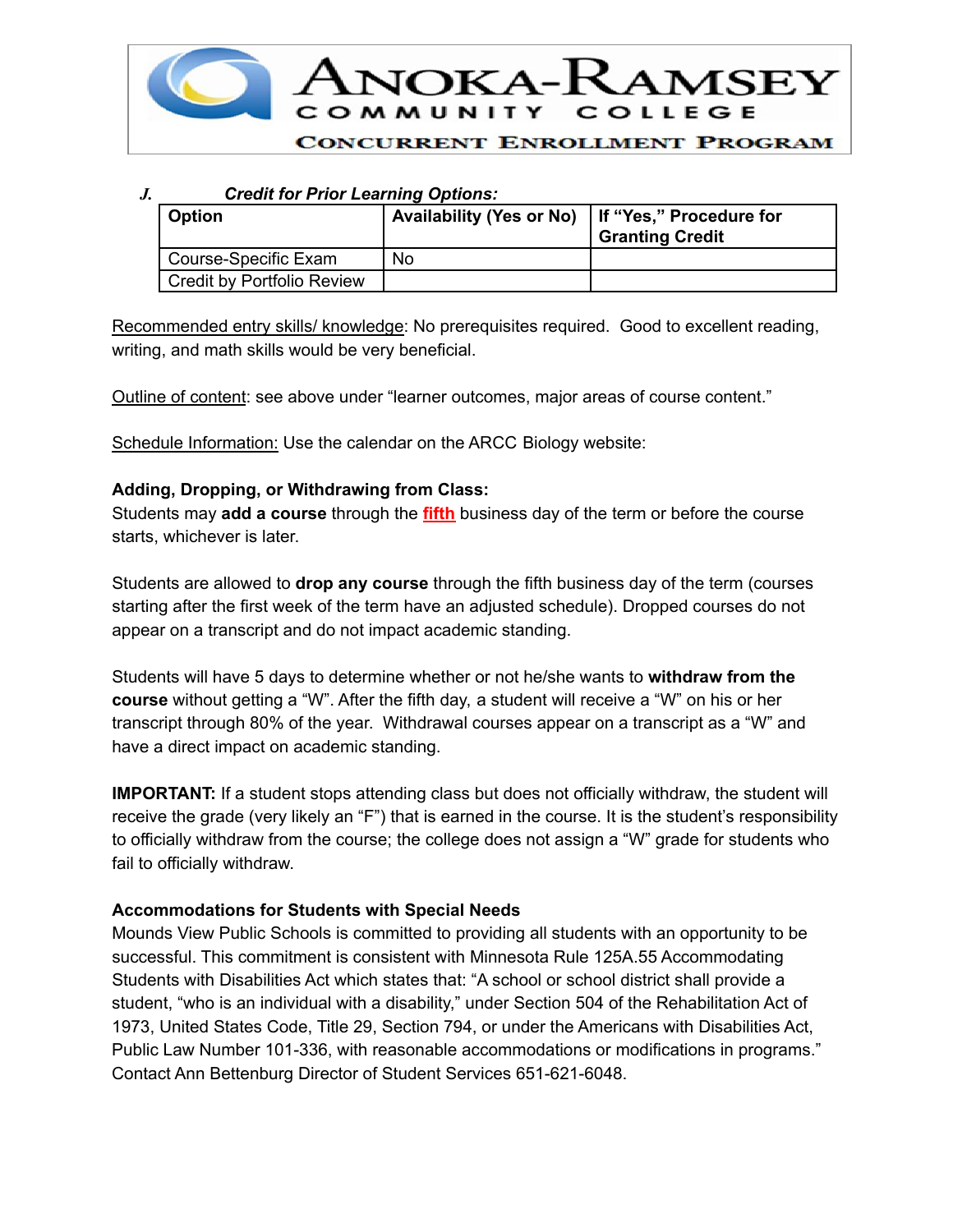*J. Credit for Prior Learning Options:*

| Option | Availability (Yes or No) | If "Yes," Procedure for Granting Credit |
|---|---|---|
| Course-Specific Exam | No | |
| Credit by Portfolio Review | | |

Recommended entry skills/ knowledge: No prerequisites required. Good to excellent reading, writing, and math skills would be very beneficial.

Outline of content: see above under "learner outcomes, major areas of course content."

Schedule Information: Use the calendar on the ARCC Biology website:

**Adding, Dropping, or Withdrawing from Class:**
Students may **add a course** through the **fifth** business day of the term or before the course starts, whichever is later.

Students are allowed to **drop any course** through the fifth business day of the term (courses starting after the first week of the term have an adjusted schedule). Dropped courses do not appear on a transcript and do not impact academic standing.

Students will have 5 days to determine whether or not he/she wants to **withdraw from the course** without getting a "W". After the fifth day, a student will receive a "W" on his or her transcript through 80% of the year. Withdrawal courses appear on a transcript as a "W" and have a direct impact on academic standing.

**IMPORTANT:** If a student stops attending class but does not officially withdraw, the student will receive the grade (very likely an "F") that is earned in the course. It is the student's responsibility to officially withdraw from the course; the college does not assign a "W" grade for students who fail to officially withdraw.

**Accommodations for Students with Special Needs**
Mounds View Public Schools is committed to providing all students with an opportunity to be successful. This commitment is consistent with Minnesota Rule 125A.55 Accommodating Students with Disabilities Act which states that: "A school or school district shall provide a student, "who is an individual with a disability," under Section 504 of the Rehabilitation Act of 1973, United States Code, Title 29, Section 794, or under the Americans with Disabilities Act, Public Law Number 101-336, with reasonable accommodations or modifications in programs." Contact Ann Bettenburg Director of Student Services 651-621-6048.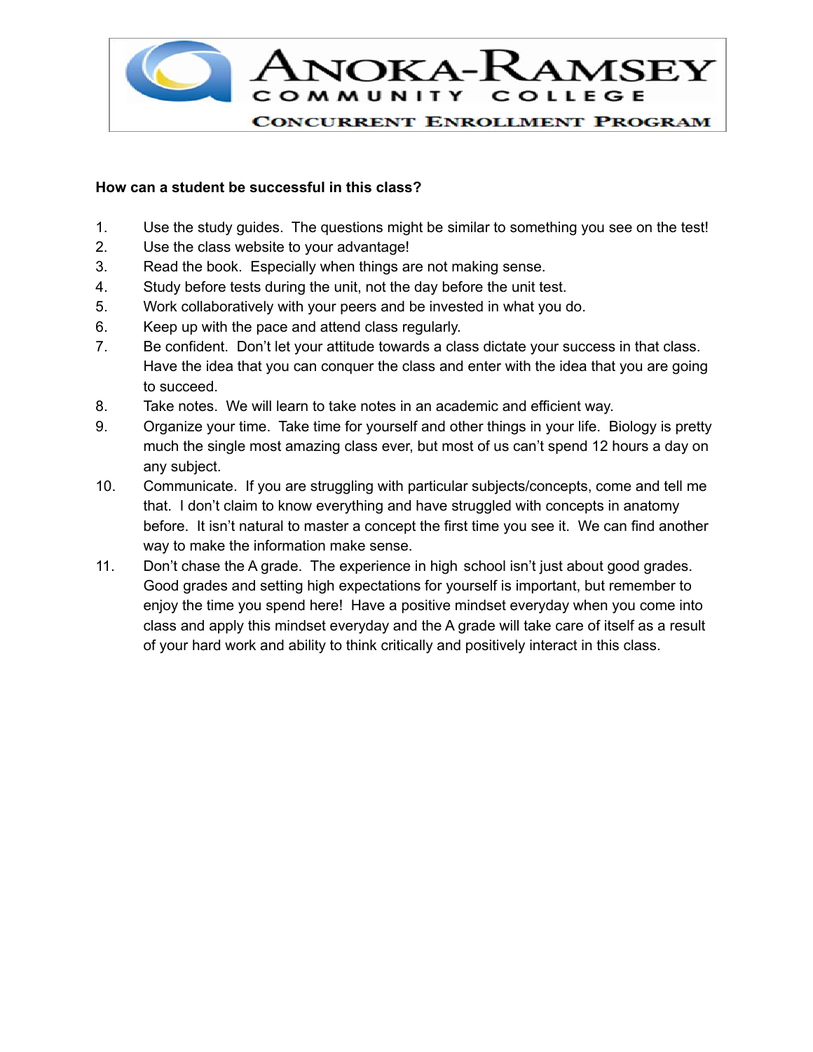**How can a student be successful in this class?**

1. Use the study guides. The questions might be similar to something you see on the test!
2. Use the class website to your advantage!
3. Read the book. Especially when things are not making sense.
4. Study before tests during the unit, not the day before the unit test.
5. Work collaboratively with your peers and be invested in what you do.
6. Keep up with the pace and attend class regularly.
7. Be confident. Don't let your attitude towards a class dictate your success in that class. Have the idea that you can conquer the class and enter with the idea that you are going to succeed.
8. Take notes. We will learn to take notes in an academic and efficient way.
9. Organize your time. Take time for yourself and other things in your life. Biology is pretty much the single most amazing class ever, but most of us can't spend 12 hours a day on any subject.
10. Communicate. If you are struggling with particular subjects/concepts, come and tell me that. I don't claim to know everything and have struggled with concepts in anatomy before. It isn't natural to master a concept the first time you see it. We can find another way to make the information make sense.
11. Don't chase the A grade. The experience in high school isn't just about good grades. Good grades and setting high expectations for yourself is important, but remember to enjoy the time you spend here! Have a positive mindset everyday when you come into class and apply this mindset everyday and the A grade will take care of itself as a result of your hard work and ability to think critically and positively interact in this class.